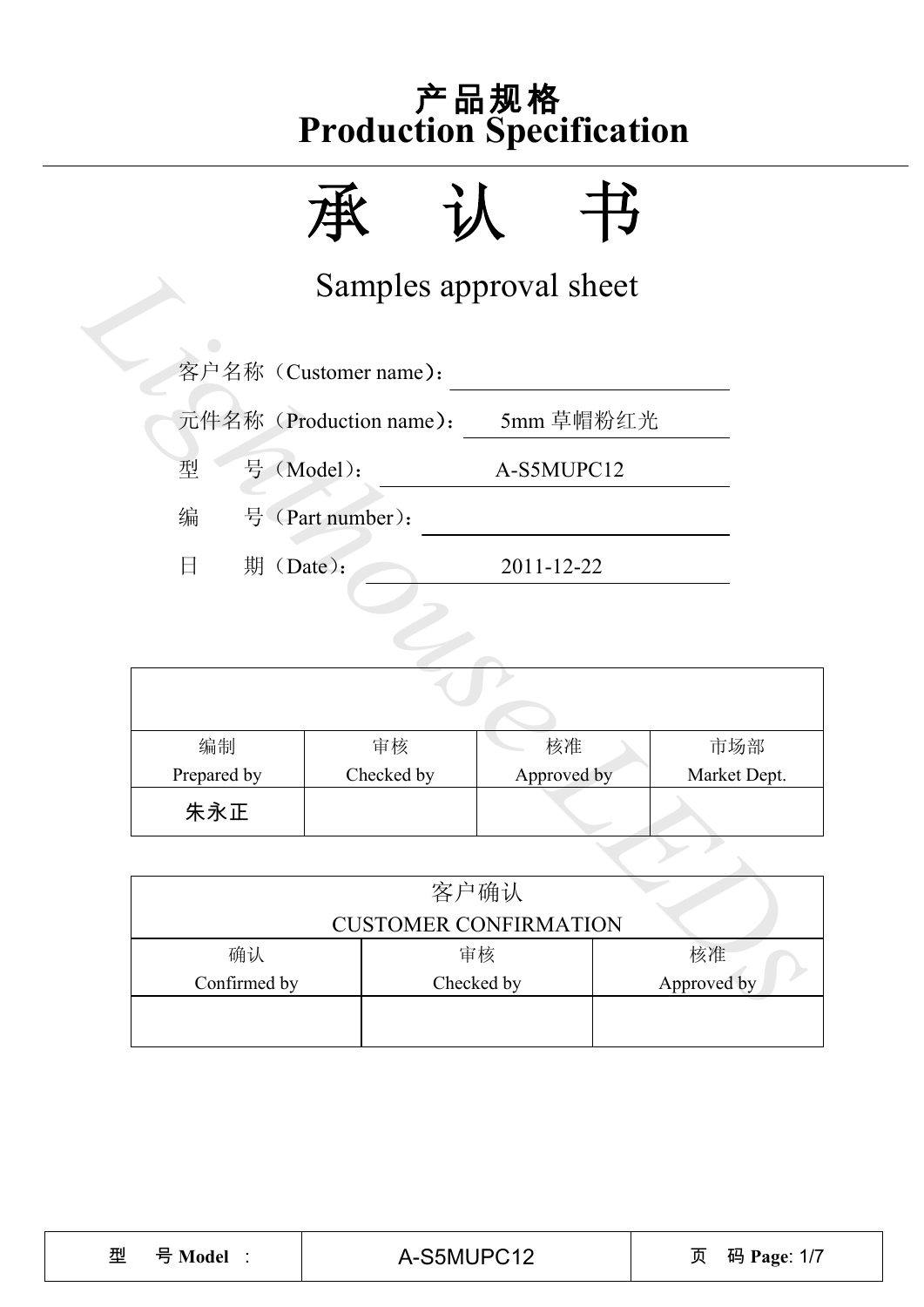# 产品规格
# Production Specification

# 承 认 书

## Samples approval sheet

客户名称（Customer name）：

元件名称（Production name）： 5mm 草帽粉红光

型 号（Model）： A-S5MUPC12

编 号（Part number）：

日 期（Date）： 2011-12-22

| | | | |
|---|---|---|---|
| 编制<br>Prepared by | 审核<br>Checked by | 核准<br>Approved by | 市场部<br>Market Dept. |
| 朱永正 | | | |

| 客户确认<br>CUSTOMER CONFIRMATION | | |
|---|---|---|
| 确认<br>Confirmed by | 审核<br>Checked by | 核准<br>Approved by |
| | | |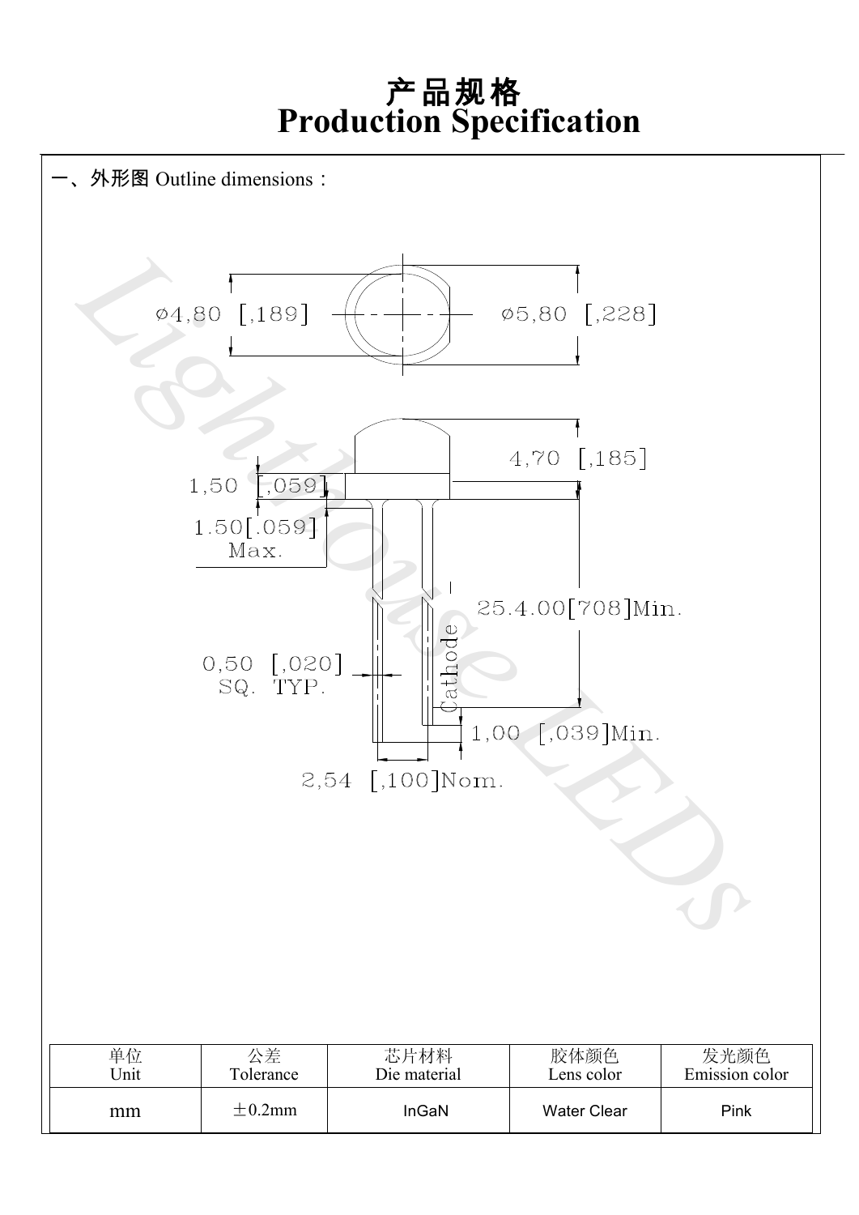# 产品规格
# Production Specification

一、外形图 Outline dimensions：

ø4,80 [,189]

ø5,80 [,228]

4,70 [,185]

1,50 [,059]

1.50[.059] Max.

25.4.00[708]Min.

0,50 [,020] SQ. TYP.

Cathode

1,00 [,039]Min.

2,54 [,100]Nom.

| 单位<br>Unit | 公差<br>Tolerance | 芯片材料<br>Die material | 胶体颜色<br>Lens color | 发光颜色<br>Emission color |
|---|---|---|---|---|
| mm | ±0.2mm | InGaN | Water Clear | Pink |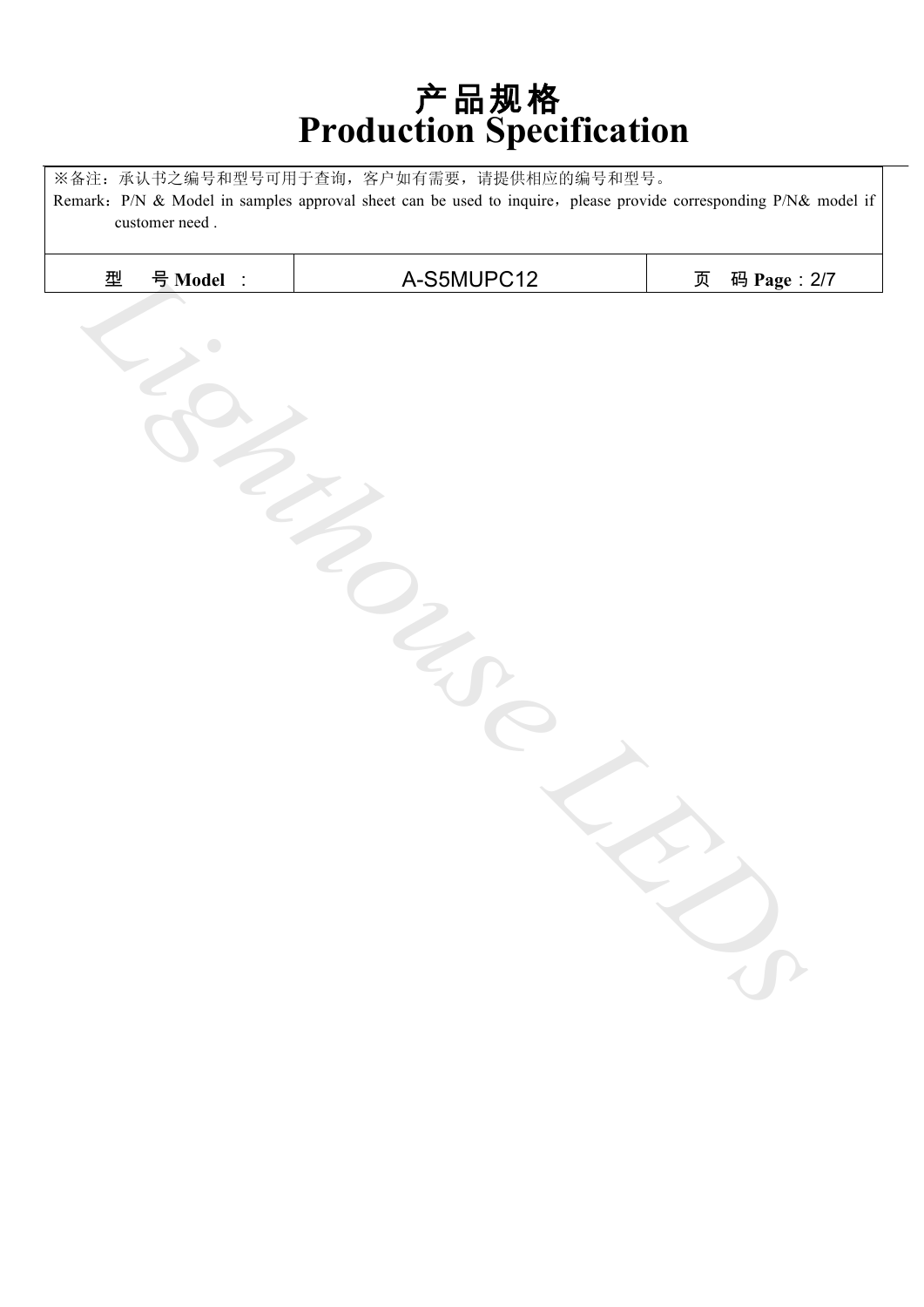# 产品规格
# Production Specification

| ※备注：承认书之编号和型号可用于查询，客户如有需要，请提供相应的编号和型号。<br>Remark：P/N & Model in samples approval sheet can be used to inquire，please provide corresponding P/N& model if customer need . | | |
|---|---|---|
| 型 号 **Model** ： | A-S5MUPC12 | 页 码 **Page**：2/7 |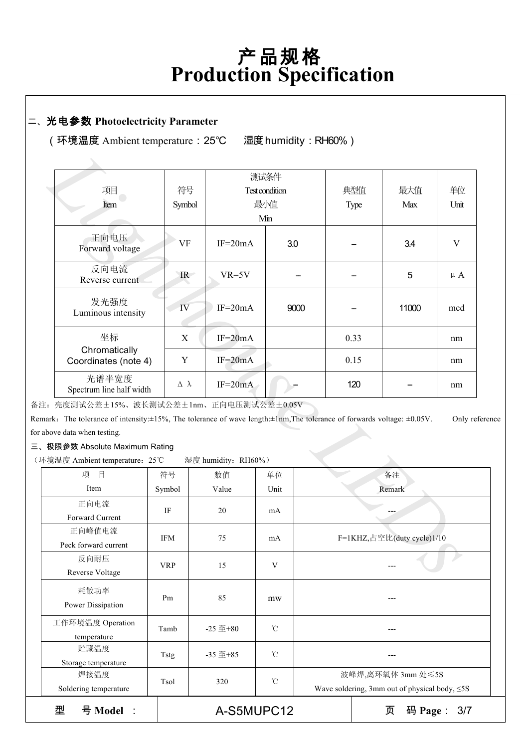# 产品规格
# Production Specification

## 二、光电参数 Photoelectricity Parameter

（环境温度 Ambient temperature：25℃ 湿度 humidity：RH60%）

| 项目<br>Item | 符号<br>Symbol | 测试条件<br>Test condition | 最小值<br>Min | 典型值<br>Type | 最大值<br>Max | 单位<br>Unit |
|---|---|---|---|---|---|---|
| 正向电压<br>Forward voltage | VF | IF=20mA | 3.0 | – | 3.4 | V |
| 反向电流<br>Reverse current | IR | VR=5V | – | – | 5 | μA |
| 发光强度<br>Luminous intensity | IV | IF=20mA | 9000 | – | 11000 | mcd |
| 坐标<br>Chromatically<br>Coordinates (note 4) | X | IF=20mA | | 0.33 | | nm |
| | Y | IF=20mA | | 0.15 | | nm |
| 光谱半宽度<br>Spectrum line half width | Δλ | IF=20mA | – | 120 | – | nm |

备注：亮度测试公差±15%、波长测试公差±1nm、正向电压测试公差±0.05V

Remark：The tolerance of intensity:±15%, The tolerance of wave length:±1nm,The tolerance of forwards voltage: ±0.05V. Only reference for above data when testing.

## 三、极限参数 Absolute Maximum Rating

（环境温度 Ambient temperature：25℃ 湿度 humidity：RH60%）

| 项 目<br>Item | 符号<br>Symbol | 数值<br>Value | 单位<br>Unit | 备注<br>Remark |
|---|---|---|---|---|
| 正向电流<br>Forward Current | IF | 20 | mA | --- |
| 正向峰值电流<br>Peck forward current | IFM | 75 | mA | F=1KHZ,占空比(duty cycle)1/10 |
| 反向耐压<br>Reverse Voltage | VRP | 15 | V | --- |
| 耗散功率<br>Power Dissipation | Pm | 85 | mw | --- |
| 工作环境温度 Operation temperature | Tamb | -25 至+80 | ℃ | --- |
| 贮藏温度<br>Storage temperature | Tstg | -35 至+85 | ℃ | --- |
| 焊接温度<br>Soldering temperature | Tsol | 320 | ℃ | 波峰焊,离环氧体 3mm 处≤5S<br>Wave soldering, 3mm out of physical body, ≤5S |

型 号 Model ： A-S5MUPC12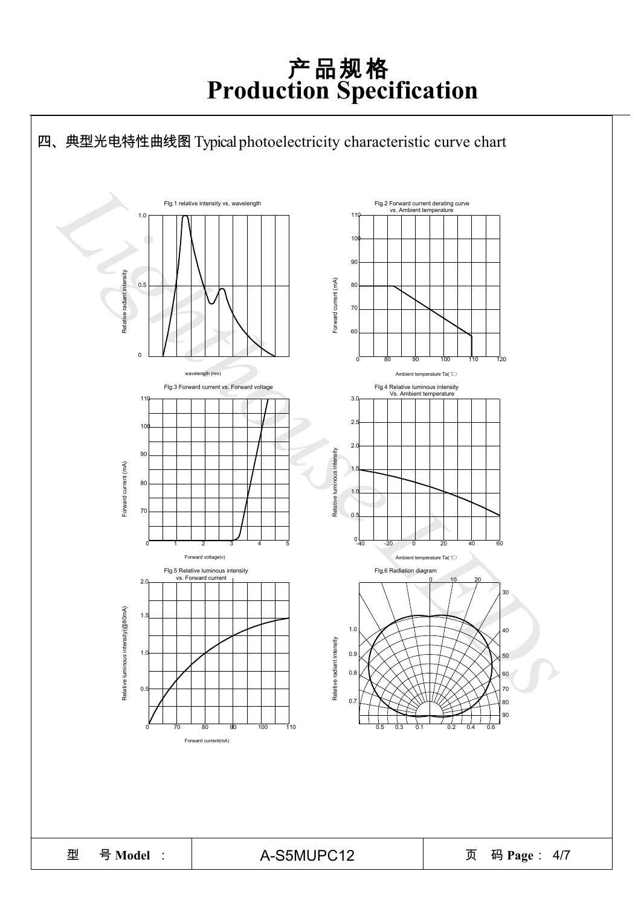# 产品规格
# Production Specification

## 四、典型光电特性曲线图 Typical photoelectricity characteristic curve chart

Fig.1 relative intensity vs. wavelength

Fig.2 Forward current derating curve vs. Ambient temperature

Fig.3 Forward current vs. Forward voltage

Fig.4 Relative luminous intensity Vs. Ambient temperature

Fig.5 Relative luminous intensity vs. Forward current

Fig.6 Radiation diagram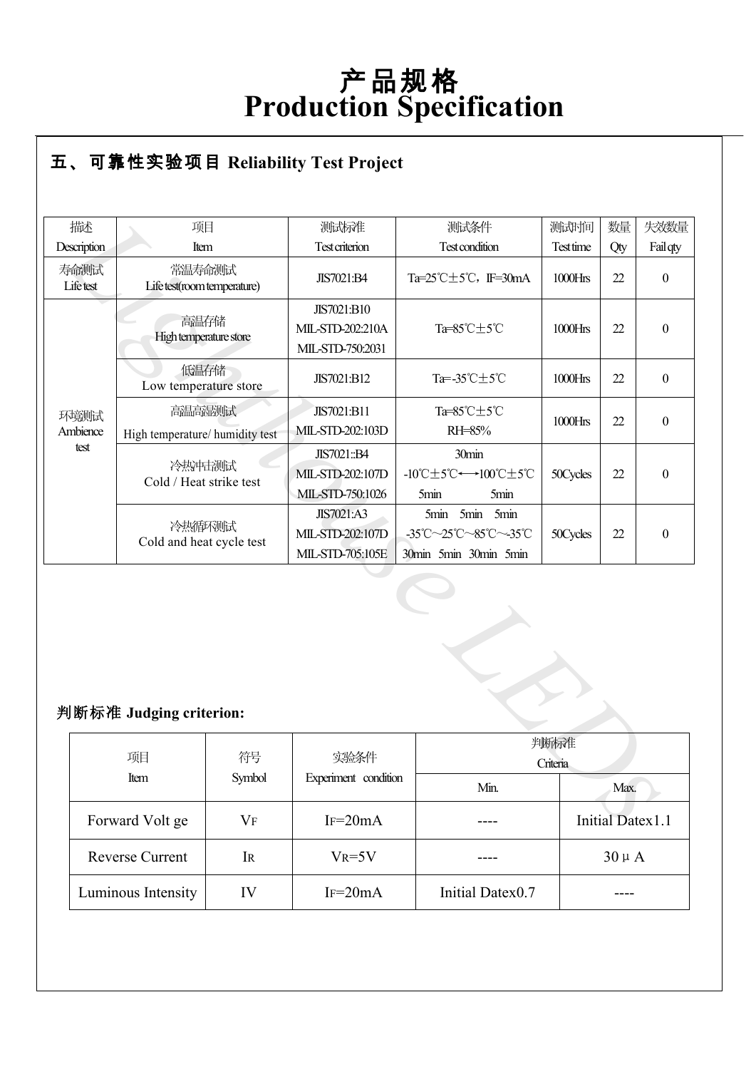# 产品规格
# Production Specification

## 五、可靠性实验项目 Reliability Test Project

| 描述 Description | 项目 Item | 测试标准 Test criterion | 测试条件 Test condition | 测试时间 Test time | 数量 Qty | 失效数量 Fail qty |
|---|---|---|---|---|---|---|
| 寿命测试 Life test | 常温寿命测试 Life test(room temperature) | JIS7021:B4 | Ta=25℃±5℃，IF=30mA | 1000Hrs | 22 | 0 |
| 环境测试 Ambience test | 高温存储 High temperature store | JIS7021:B10 MIL-STD-202:210A MIL-STD-750:2031 | Ta=85℃±5℃ | 1000Hrs | 22 | 0 |
| | 低温存储 Low temperature store | JIS7021:B12 | Ta=-35℃±5℃ | 1000Hrs | 22 | 0 |
| | 高温高湿测试 High temperature/ humidity test | JIS7021:B11 MIL-STD-202:103D | Ta=85℃±5℃ RH=85% | 1000Hrs | 22 | 0 |
| | 冷热冲击测试 Cold / Heat strike test | JIS7021::B4 MIL-STD-202:107D MIL-STD-750:1026 | 30min -10℃±5℃←→100℃±5℃ 5min 5min | 50Cycles | 22 | 0 |
| | 冷热循环测试 Cold and heat cycle test | JIS7021:A3 MIL-STD-202:107D MIL-STD-705:105E | 5min 5min 5min -35℃～25℃～85℃～-35℃ 30min 5min 30min 5min | 50Cycles | 22 | 0 |

**判断标准 Judging criterion:**

| 项目 Item | 符号 Symbol | 实验条件 Experiment condition | 判断标准 Criteria | |
|---|---|---|---|---|
| | | | Min. | Max. |
| Forward Volt ge | VF | IF=20mA | ---- | Initial Datex1.1 |
| Reverse Current | IR | VR=5V | ---- | 30 μ A |
| Luminous Intensity | IV | IF=20mA | Initial Datex0.7 | ---- |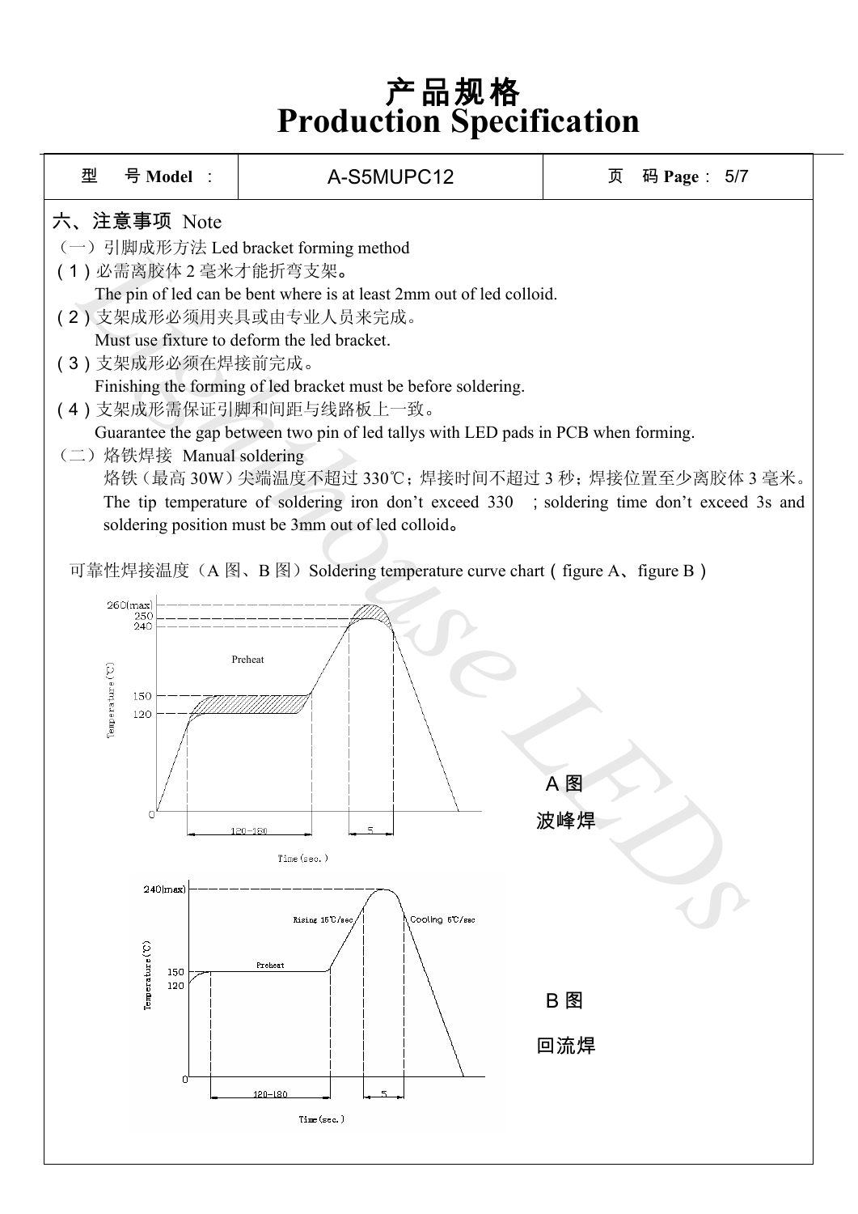# 产品规格
# Production Specification

| 型　号 Model ： | A-S5MUPC12 | 页　码 Page： 5/7 |
|---|---|---|

## 六、注意事项 Note

（一）引脚成形方法 Led bracket forming method

(1) 必需离胶体 2 毫米才能折弯支架。
The pin of led can be bent where is at least 2mm out of led colloid.

(2) 支架成形必须用夹具或由专业人员来完成。
Must use fixture to deform the led bracket.

(3) 支架成形必须在焊接前完成。
Finishing the forming of led bracket must be before soldering.

(4) 支架成形需保证引脚和间距与线路板上一致。
Guarantee the gap between two pin of led tallys with LED pads in PCB when forming.

（二）烙铁焊接 Manual soldering

烙铁（最高 30W）尖端温度不超过 330℃；焊接时间不超过 3 秒；焊接位置至少离胶体 3 毫米。
The tip temperature of soldering iron don't exceed 330 ; soldering time don't exceed 3s and soldering position must be 3mm out of led colloid。

可靠性焊接温度（A 图、B 图）Soldering temperature curve chart（figure A、figure B）

A 图
波峰焊

B 图
回流焊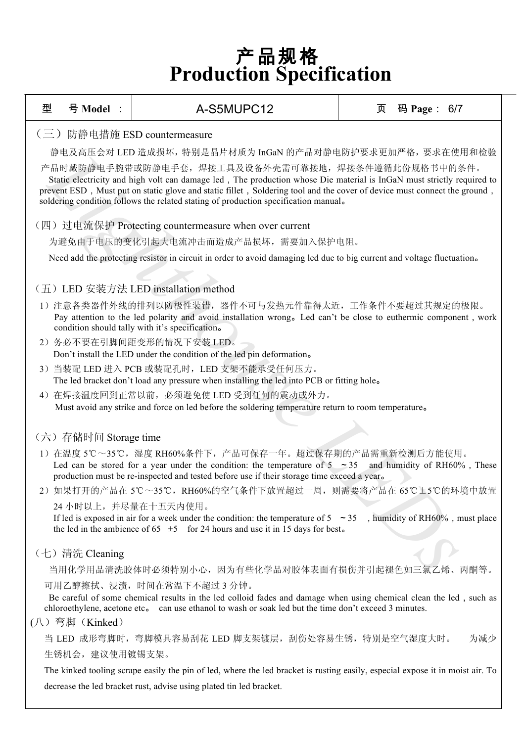# 产品规格
# Production Specification

| 型　号 Model ： | A-S5MUPC12 | 页　码 Page： 6/7 |
|---|---|---|

## （三）防静电措施 ESD countermeasure

静电及高压会对 LED 造成损坏，特别是晶片材质为 InGaN 的产品对静电防护要求更加严格，要求在使用和检验产品时戴防静电手腕带或防静电手套，焊接工具及设备外壳需可靠接地，焊接条件遵循此份规格书中的条件。

Static electricity and high volt can damage led，The production whose Die material is InGaN must strictly required to prevent ESD，Must put on static glove and static fillet，Soldering tool and the cover of device must connect the ground，soldering condition follows the related stating of production specification manual。

## （四）过电流保护 Protecting countermeasure when over current

为避免由于电压的变化引起大电流冲击而造成产品损坏，需要加入保护电阻。

Need add the protecting resistor in circuit in order to avoid damaging led due to big current and voltage fluctuation。

## （五）LED 安装方法 LED installation method

1）注意各类器件外线的排列以防极性装错，器件不可与发热元件靠得太近，工作条件不要超过其规定的极限。
Pay attention to the led polarity and avoid installation wrong。Led can't be close to euthermic component，work condition should tally with it's specification。

2）务必不要在引脚间距变形的情况下安装 LED。
Don't install the LED under the condition of the led pin deformation。

3）当装配 LED 进入 PCB 或装配孔时，LED 支架不能承受任何压力。
The led bracket don't load any pressure when installing the led into PCB or fitting hole。

4）在焊接温度回到正常以前，必须避免使 LED 受到任何的震动或外力。
Must avoid any strike and force on led before the soldering temperature return to room temperature。

## （六）存储时间 Storage time

1）在温度 5℃～35℃，湿度 RH60%条件下，产品可保存一年。超过保存期的产品需重新检测后方能使用。
Led can be stored for a year under the condition: the temperature of 5 ～35 and humidity of RH60%，These production must be re-inspected and tested before use if their storage time exceed a year。

2）如果打开的产品在 5℃～35℃，RH60%的空气条件下放置超过一周，则需要将产品在 65℃±5℃的环境中放置 24 小时以上，并尽量在十五天内使用。
If led is exposed in air for a week under the condition: the temperature of 5 ～35 ，humidity of RH60%，must place the led in the ambience of 65 ±5 for 24 hours and use it in 15 days for best。

## （七）清洗 Cleaning

当用化学用品清洗胶体时必须特别小心，因为有些化学品对胶体表面有损伤并引起褪色如三氯乙烯、丙酮等。可用乙醇擦拭、浸渍，时间在常温下不超过 3 分钟。

Be careful of some chemical results in the led colloid fades and damage when using chemical clean the led，such as chloroethylene, acetone etc。 can use ethanol to wash or soak led but the time don't exceed 3 minutes.

## (八）弯脚（Kinked）

当 LED 成形弯脚时，弯脚模具容易刮花 LED 脚支架镀层，刮伤处容易生锈，特别是空气湿度大时。　为减少生锈机会，建议使用镀锡支架。

The kinked tooling scrape easily the pin of led, where the led bracket is rusting easily, especial expose it in moist air. To decrease the led bracket rust, advise using plated tin led bracket.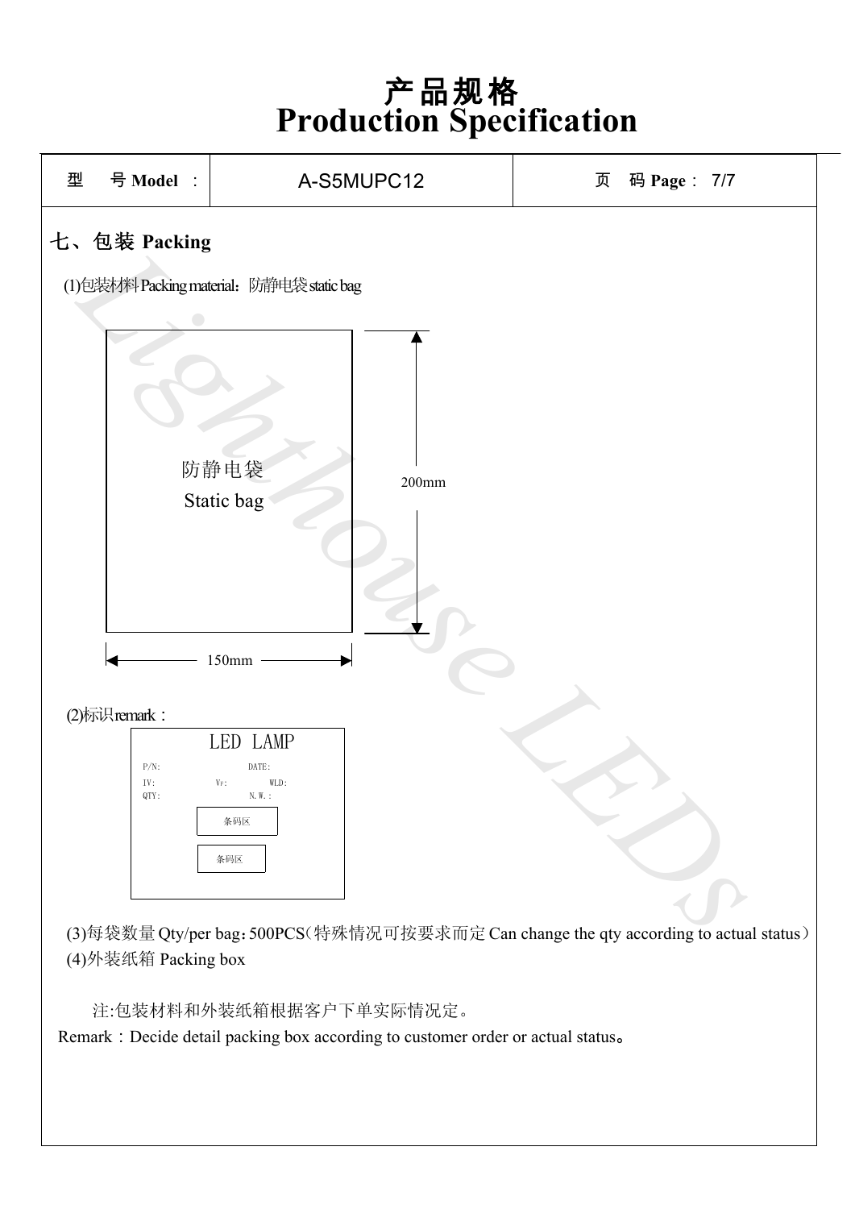# 产品规格
# Production Specification

| | | |
|---|---|---|
| 型　号 Model ： | A-S5MUPC12 | 页　码 Page： 7/7 |

## 七、包装 Packing

(1)包装材料Packing material：防静电袋static bag

防静电袋
Static bag

200mm

150mm

(2)标识remark：

LED LAMP

P/N:　DATE:
IV:　VF:　WLD:
QTY:　N.W.:

条码区

条码区

(3)每袋数量Qty/per bag：500PCS（特殊情况可按要求而定Can change the qty according to actual status）

(4)外装纸箱 Packing box

注:包装材料和外装纸箱根据客户下单实际情况定。

Remark：Decide detail packing box according to customer order or actual status。